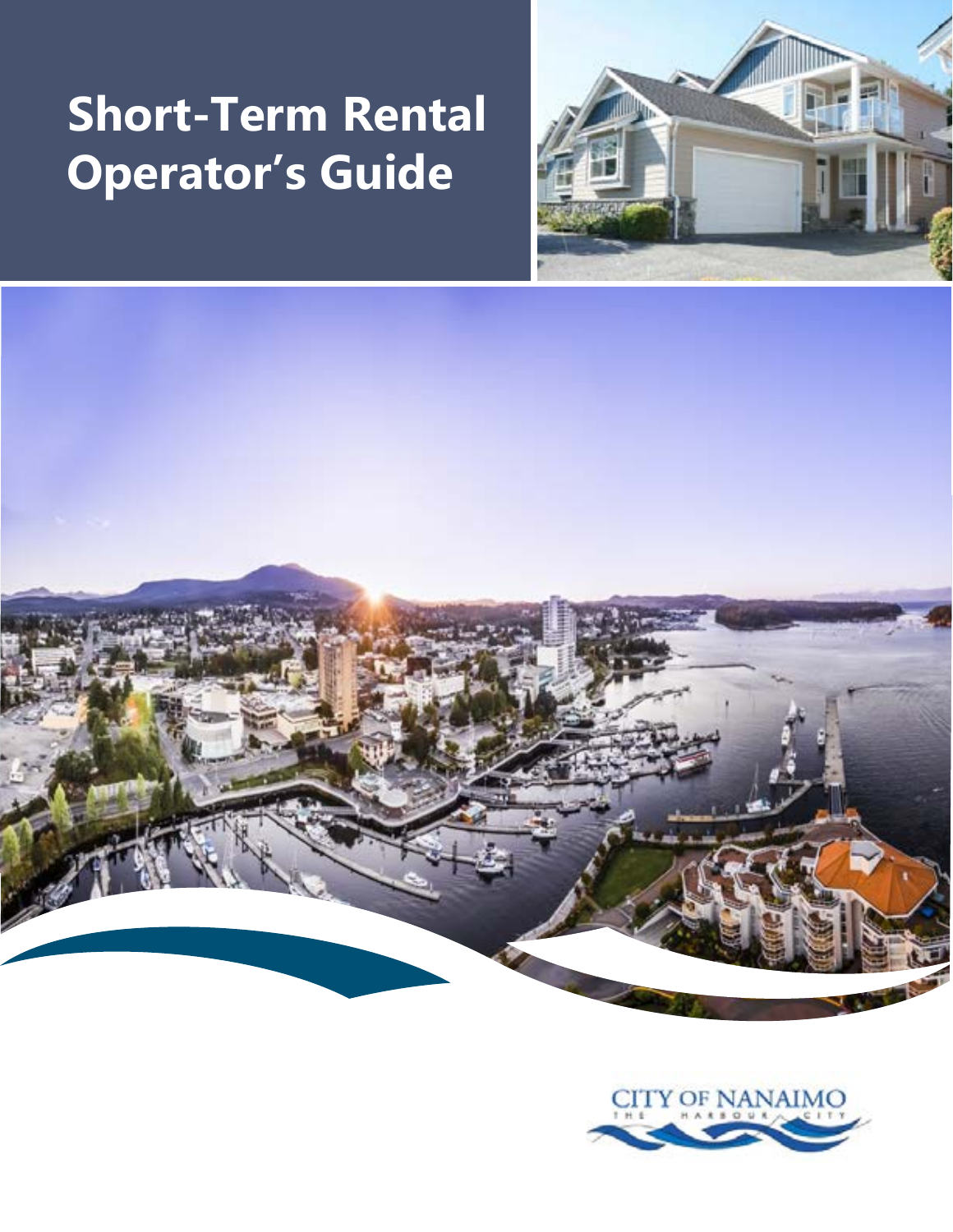# Short-Term Rental Operator's Guide

CITY OF NANAIMO
THE HARBOUR CITY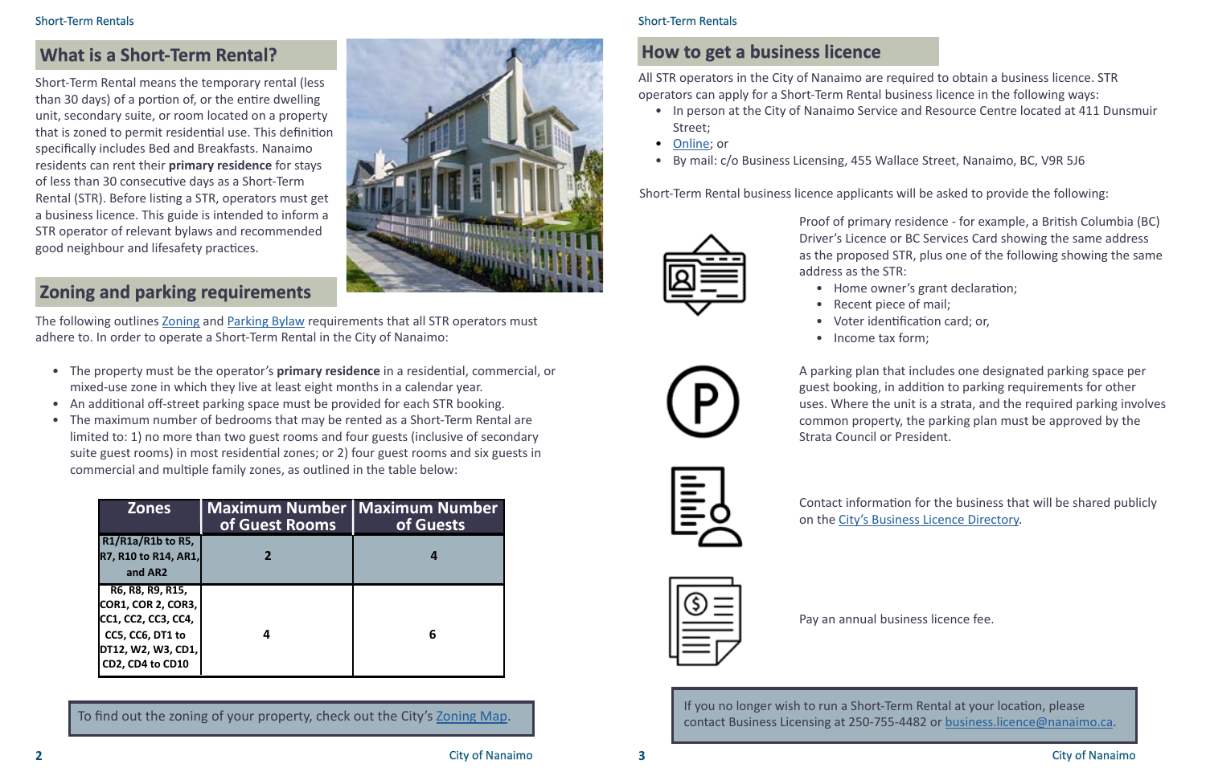## What is a Short-Term Rental?

Short-Term Rental means the temporary rental (less than 30 days) of a portion of, or the entire dwelling unit, secondary suite, or room located on a property that is zoned to permit residential use. This definition specifically includes Bed and Breakfasts. Nanaimo residents can rent their **primary residence** for stays of less than 30 consecutive days as a Short-Term Rental (STR). Before listing a STR, operators must get a business licence. This guide is intended to inform a STR operator of relevant bylaws and recommended good neighbour and lifesafety practices.

## Zoning and parking requirements

The following outlines Zoning and Parking Bylaw requirements that all STR operators must adhere to. In order to operate a Short-Term Rental in the City of Nanaimo:

- The property must be the operator's **primary residence** in a residential, commercial, or mixed-use zone in which they live at least eight months in a calendar year.
- An additional off-street parking space must be provided for each STR booking.
- The maximum number of bedrooms that may be rented as a Short-Term Rental are limited to: 1) no more than two guest rooms and four guests (inclusive of secondary suite guest rooms) in most residential zones; or 2) four guest rooms and six guests in commercial and multiple family zones, as outlined in the table below:

| Zones | Maximum Number of Guest Rooms | Maximum Number of Guests |
|---|---|---|
| R1/R1a/R1b to R5, R7, R10 to R14, AR1, and AR2 | 2 | 4 |
| R6, R8, R9, R15, COR1, COR 2, COR3, CC1, CC2, CC3, CC4, CC5, CC6, DT1 to DT12, W2, W3, CD1, CD2, CD4 to CD10 | 4 | 6 |

To find out the zoning of your property, check out the City's Zoning Map.

## How to get a business licence

All STR operators in the City of Nanaimo are required to obtain a business licence. STR operators can apply for a Short-Term Rental business licence in the following ways:

- In person at the City of Nanaimo Service and Resource Centre located at 411 Dunsmuir Street;
- Online; or
- By mail: c/o Business Licensing, 455 Wallace Street, Nanaimo, BC, V9R 5J6

Short-Term Rental business licence applicants will be asked to provide the following:

Proof of primary residence - for example, a British Columbia (BC) Driver's Licence or BC Services Card showing the same address as the proposed STR, plus one of the following showing the same address as the STR:

- Home owner's grant declaration;
- Recent piece of mail;
- Voter identification card; or,
- Income tax form;

A parking plan that includes one designated parking space per guest booking, in addition to parking requirements for other uses. Where the unit is a strata, and the required parking involves common property, the parking plan must be approved by the Strata Council or President.

Contact information for the business that will be shared publicly on the City's Business Licence Directory.

Pay an annual business licence fee.

If you no longer wish to run a Short-Term Rental at your location, please contact Business Licensing at 250-755-4482 or business.licence@nanaimo.ca.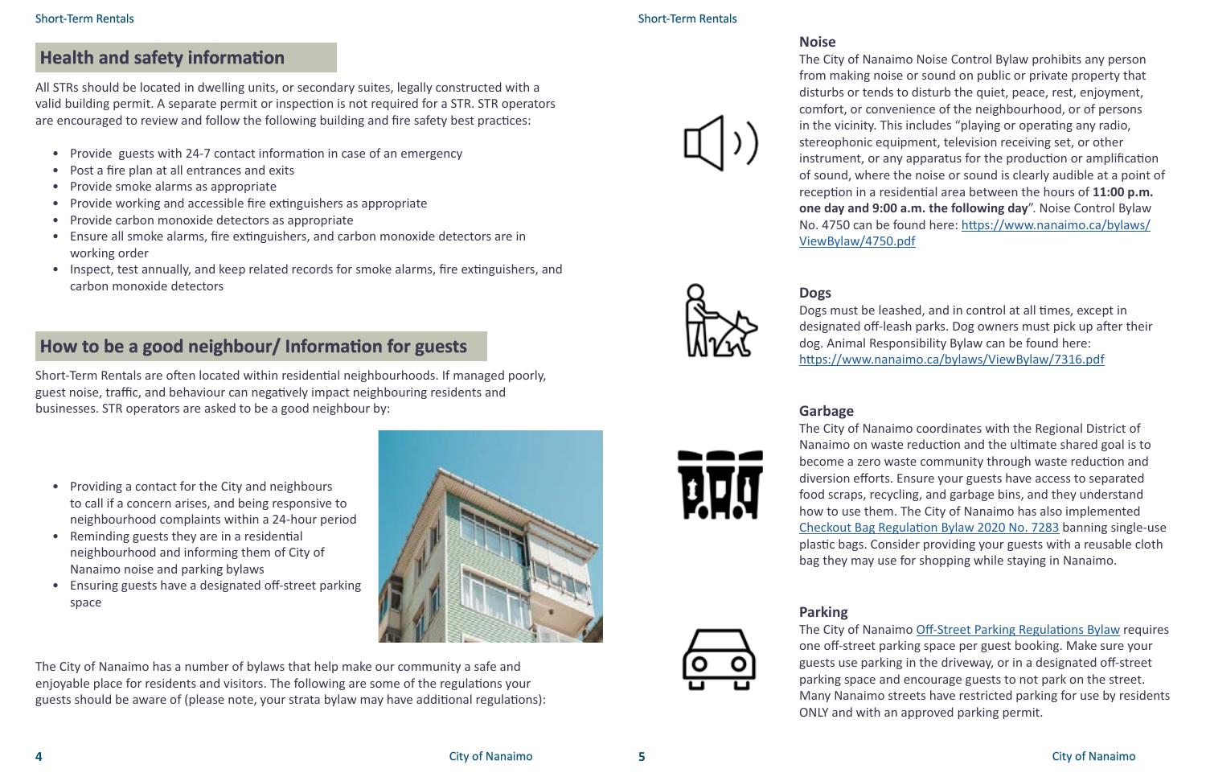## Health and safety information

All STRs should be located in dwelling units, or secondary suites, legally constructed with a valid building permit. A separate permit or inspection is not required for a STR. STR operators are encouraged to review and follow the following building and fire safety best practices:

- Provide guests with 24-7 contact information in case of an emergency
- Post a fire plan at all entrances and exits
- Provide smoke alarms as appropriate
- Provide working and accessible fire extinguishers as appropriate
- Provide carbon monoxide detectors as appropriate
- Ensure all smoke alarms, fire extinguishers, and carbon monoxide detectors are in working order
- Inspect, test annually, and keep related records for smoke alarms, fire extinguishers, and carbon monoxide detectors

## How to be a good neighbour/ Information for guests

Short-Term Rentals are often located within residential neighbourhoods. If managed poorly, guest noise, traffic, and behaviour can negatively impact neighbouring residents and businesses. STR operators are asked to be a good neighbour by:

- Providing a contact for the City and neighbours to call if a concern arises, and being responsive to neighbourhood complaints within a 24-hour period
- Reminding guests they are in a residential neighbourhood and informing them of City of Nanaimo noise and parking bylaws
- Ensuring guests have a designated off-street parking space

The City of Nanaimo has a number of bylaws that help make our community a safe and enjoyable place for residents and visitors. The following are some of the regulations your guests should be aware of (please note, your strata bylaw may have additional regulations):

### Noise

The City of Nanaimo Noise Control Bylaw prohibits any person from making noise or sound on public or private property that disturbs or tends to disturb the quiet, peace, rest, enjoyment, comfort, or convenience of the neighbourhood, or of persons in the vicinity. This includes "playing or operating any radio, stereophonic equipment, television receiving set, or other instrument, or any apparatus for the production or amplification of sound, where the noise or sound is clearly audible at a point of reception in a residential area between the hours of **11:00 p.m. one day and 9:00 a.m. the following day**". Noise Control Bylaw No. 4750 can be found here: https://www.nanaimo.ca/bylaws/ViewBylaw/4750.pdf

### Dogs

Dogs must be leashed, and in control at all times, except in designated off-leash parks. Dog owners must pick up after their dog. Animal Responsibility Bylaw can be found here: https://www.nanaimo.ca/bylaws/ViewBylaw/7316.pdf

### Garbage

The City of Nanaimo coordinates with the Regional District of Nanaimo on waste reduction and the ultimate shared goal is to become a zero waste community through waste reduction and diversion efforts. Ensure your guests have access to separated food scraps, recycling, and garbage bins, and they understand how to use them. The City of Nanaimo has also implemented Checkout Bag Regulation Bylaw 2020 No. 7283 banning single-use plastic bags. Consider providing your guests with a reusable cloth bag they may use for shopping while staying in Nanaimo.

### Parking

The City of Nanaimo Off-Street Parking Regulations Bylaw requires one off-street parking space per guest booking. Make sure your guests use parking in the driveway, or in a designated off-street parking space and encourage guests to not park on the street. Many Nanaimo streets have restricted parking for use by residents ONLY and with an approved parking permit.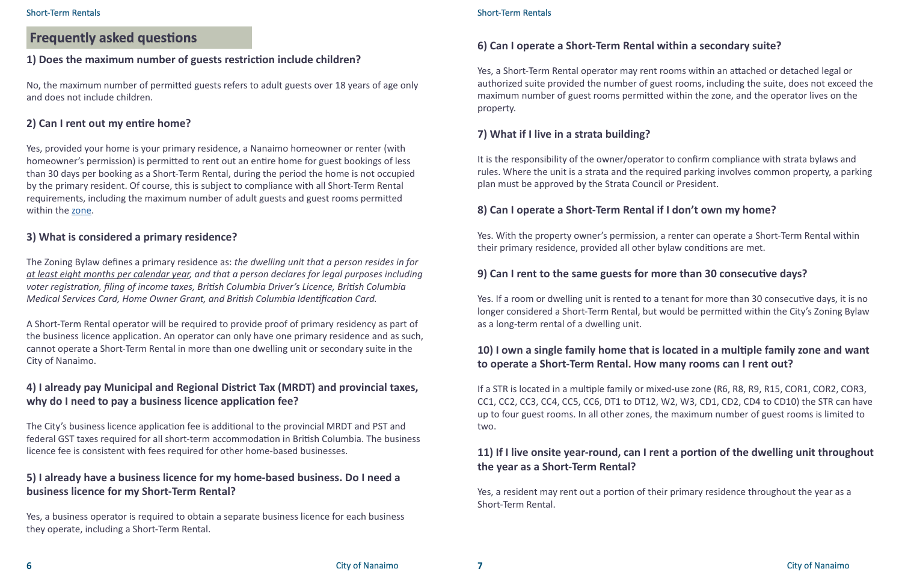## Frequently asked questions

### 1) Does the maximum number of guests restriction include children?

No, the maximum number of permitted guests refers to adult guests over 18 years of age only and does not include children.

### 2) Can I rent out my entire home?

Yes, provided your home is your primary residence, a Nanaimo homeowner or renter (with homeowner's permission) is permitted to rent out an entire home for guest bookings of less than 30 days per booking as a Short-Term Rental, during the period the home is not occupied by the primary resident. Of course, this is subject to compliance with all Short-Term Rental requirements, including the maximum number of adult guests and guest rooms permitted within the zone.

### 3) What is considered a primary residence?

The Zoning Bylaw defines a primary residence as: *the dwelling unit that a person resides in for at least eight months per calendar year, and that a person declares for legal purposes including voter registration, filing of income taxes, British Columbia Driver's Licence, British Columbia Medical Services Card, Home Owner Grant, and British Columbia Identification Card.*

A Short-Term Rental operator will be required to provide proof of primary residency as part of the business licence application. An operator can only have one primary residence and as such, cannot operate a Short-Term Rental in more than one dwelling unit or secondary suite in the City of Nanaimo.

### 4) I already pay Municipal and Regional District Tax (MRDT) and provincial taxes, why do I need to pay a business licence application fee?

The City's business licence application fee is additional to the provincial MRDT and PST and federal GST taxes required for all short-term accommodation in British Columbia. The business licence fee is consistent with fees required for other home-based businesses.

### 5) I already have a business licence for my home-based business. Do I need a business licence for my Short-Term Rental?

Yes, a business operator is required to obtain a separate business licence for each business they operate, including a Short-Term Rental.

### 6) Can I operate a Short-Term Rental within a secondary suite?

Yes, a Short-Term Rental operator may rent rooms within an attached or detached legal or authorized suite provided the number of guest rooms, including the suite, does not exceed the maximum number of guest rooms permitted within the zone, and the operator lives on the property.

### 7) What if I live in a strata building?

It is the responsibility of the owner/operator to confirm compliance with strata bylaws and rules. Where the unit is a strata and the required parking involves common property, a parking plan must be approved by the Strata Council or President.

### 8) Can I operate a Short-Term Rental if I don't own my home?

Yes. With the property owner's permission, a renter can operate a Short-Term Rental within their primary residence, provided all other bylaw conditions are met.

### 9) Can I rent to the same guests for more than 30 consecutive days?

Yes. If a room or dwelling unit is rented to a tenant for more than 30 consecutive days, it is no longer considered a Short-Term Rental, but would be permitted within the City's Zoning Bylaw as a long-term rental of a dwelling unit.

### 10) I own a single family home that is located in a multiple family zone and want to operate a Short-Term Rental. How many rooms can I rent out?

If a STR is located in a multiple family or mixed-use zone (R6, R8, R9, R15, COR1, COR2, COR3, CC1, CC2, CC3, CC4, CC5, CC6, DT1 to DT12, W2, W3, CD1, CD2, CD4 to CD10) the STR can have up to four guest rooms. In all other zones, the maximum number of guest rooms is limited to two.

### 11) If I live onsite year-round, can I rent a portion of the dwelling unit throughout the year as a Short-Term Rental?

Yes, a resident may rent out a portion of their primary residence throughout the year as a Short-Term Rental.